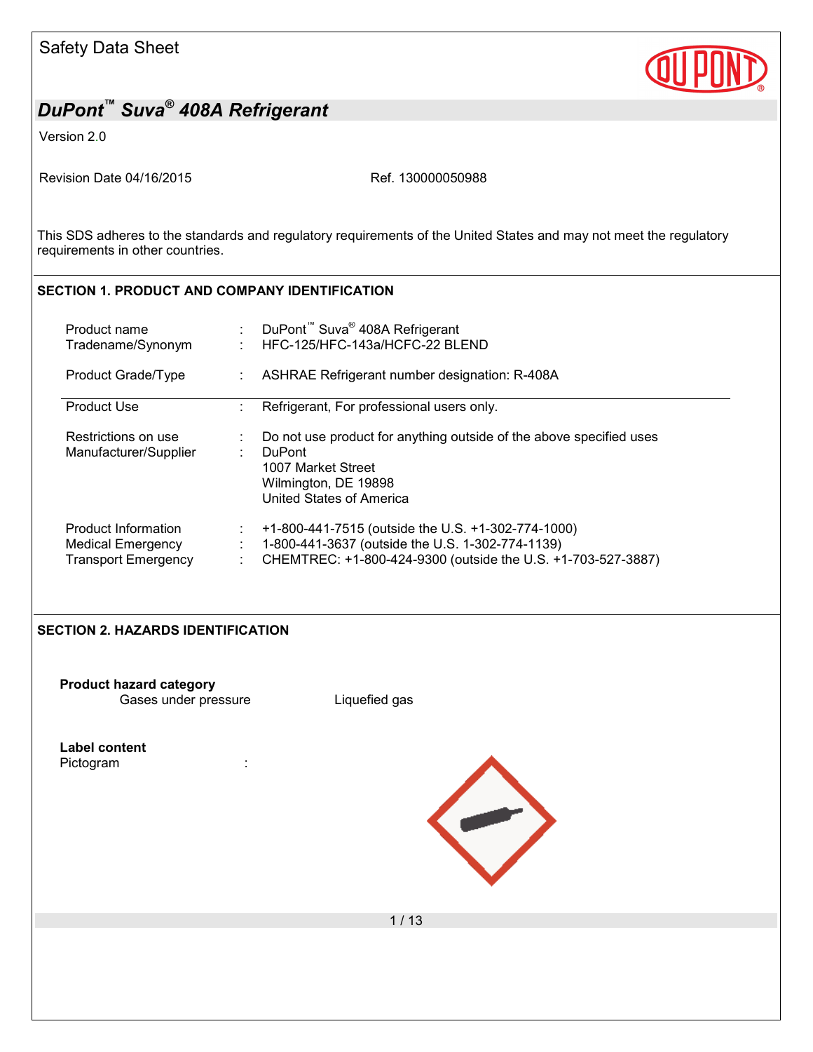Safety Data Sheet

# *DuPont™ Suva® 408A Refrigerant*

Version 2.0

Revision Date 04/16/2015 Ref. 130000050988

This SDS adheres to the standards and regulatory requirements of the United States and may not meet the regulatory requirements in other countries.

## SECTION 1. PRODUCT AND COMPANY IDENTIFICATION

| | | |
|---|---|---|
| Product name | : | DuPont™ Suva® 408A Refrigerant |
| Tradename/Synonym | : | HFC-125/HFC-143a/HCFC-22 BLEND |
| Product Grade/Type | : | ASHRAE Refrigerant number designation: R-408A |
| Product Use | : | Refrigerant, For professional users only. |
| Restrictions on use | : | Do not use product for anything outside of the above specified uses |
| Manufacturer/Supplier | : | DuPont<br>1007 Market Street<br>Wilmington, DE 19898<br>United States of America |
| Product Information | : | +1-800-441-7515 (outside the U.S. +1-302-774-1000) |
| Medical Emergency | : | 1-800-441-3637 (outside the U.S. 1-302-774-1139) |
| Transport Emergency | : | CHEMTREC: +1-800-424-9300 (outside the U.S. +1-703-527-3887) |

## SECTION 2. HAZARDS IDENTIFICATION

**Product hazard category**

Gases under pressure Liquefied gas

**Label content**

Pictogram :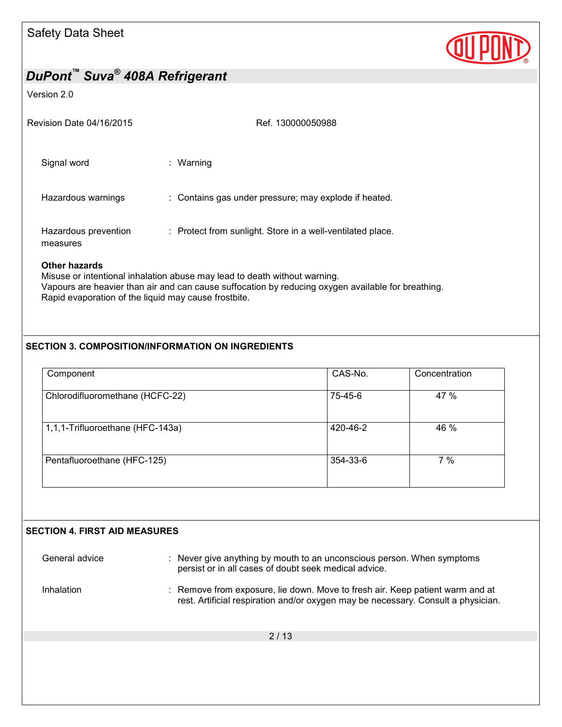Signal word : Warning

Hazardous warnings : Contains gas under pressure; may explode if heated.

Hazardous prevention measures : Protect from sunlight. Store in a well-ventilated place.

**Other hazards**

Misuse or intentional inhalation abuse may lead to death without warning.
Vapours are heavier than air and can cause suffocation by reducing oxygen available for breathing.
Rapid evaporation of the liquid may cause frostbite.

## SECTION 3. COMPOSITION/INFORMATION ON INGREDIENTS

| Component | CAS-No. | Concentration |
|---|---|---|
| Chlorodifluoromethane (HCFC-22) | 75-45-6 | 47 % |
| 1,1,1-Trifluoroethane (HFC-143a) | 420-46-2 | 46 % |
| Pentafluoroethane (HFC-125) | 354-33-6 | 7 % |

## SECTION 4. FIRST AID MEASURES

General advice : Never give anything by mouth to an unconscious person. When symptoms persist or in all cases of doubt seek medical advice.

Inhalation : Remove from exposure, lie down. Move to fresh air. Keep patient warm and at rest. Artificial respiration and/or oxygen may be necessary. Consult a physician.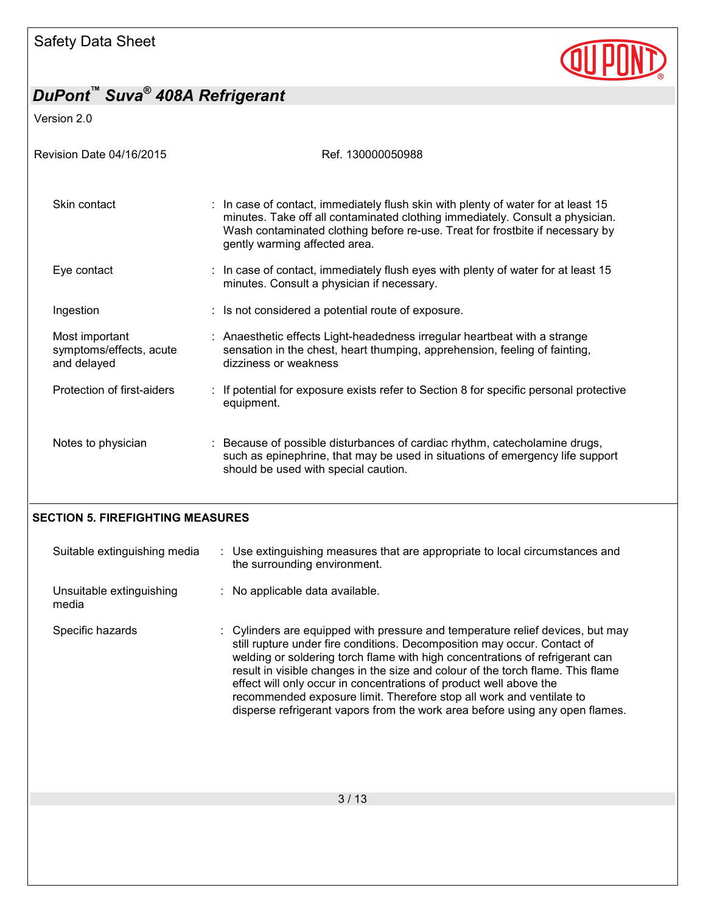| | |
|---|---|
| Skin contact | : In case of contact, immediately flush skin with plenty of water for at least 15 minutes. Take off all contaminated clothing immediately. Consult a physician. Wash contaminated clothing before re-use. Treat for frostbite if necessary by gently warming affected area. |
| Eye contact | : In case of contact, immediately flush eyes with plenty of water for at least 15 minutes. Consult a physician if necessary. |
| Ingestion | : Is not considered a potential route of exposure. |
| Most important symptoms/effects, acute and delayed | : Anaesthetic effects Light-headedness irregular heartbeat with a strange sensation in the chest, heart thumping, apprehension, feeling of fainting, dizziness or weakness |
| Protection of first-aiders | : If potential for exposure exists refer to Section 8 for specific personal protective equipment. |
| Notes to physician | : Because of possible disturbances of cardiac rhythm, catecholamine drugs, such as epinephrine, that may be used in situations of emergency life support should be used with special caution. |

## SECTION 5. FIREFIGHTING MEASURES

| | |
|---|---|
| Suitable extinguishing media | : Use extinguishing measures that are appropriate to local circumstances and the surrounding environment. |
| Unsuitable extinguishing media | : No applicable data available. |
| Specific hazards | : Cylinders are equipped with pressure and temperature relief devices, but may still rupture under fire conditions. Decomposition may occur. Contact of welding or soldering torch flame with high concentrations of refrigerant can result in visible changes in the size and colour of the torch flame. This flame effect will only occur in concentrations of product well above the recommended exposure limit. Therefore stop all work and ventilate to disperse refrigerant vapors from the work area before using any open flames. |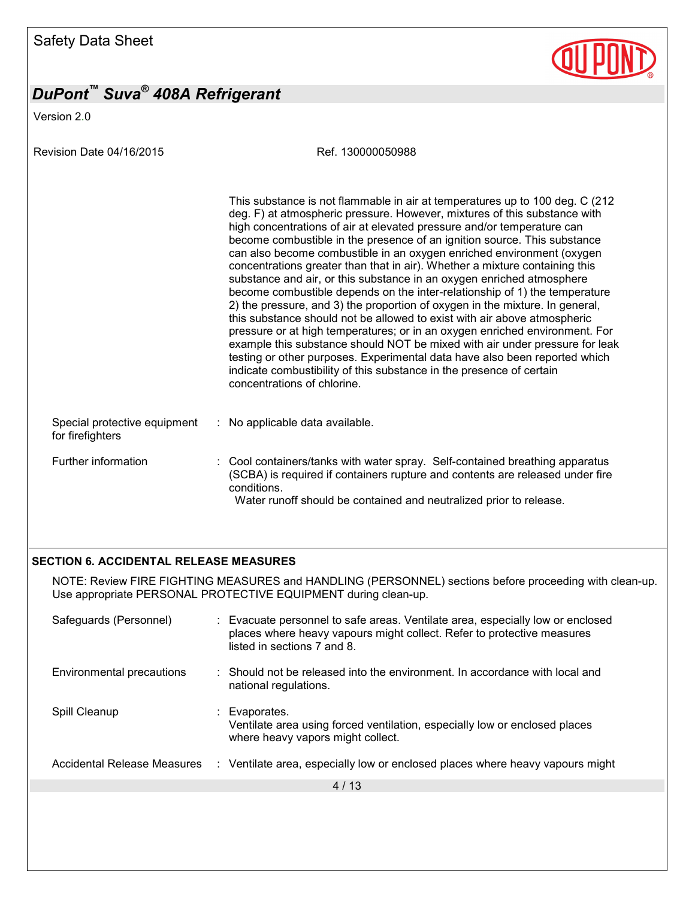This substance is not flammable in air at temperatures up to 100 deg. C (212 deg. F) at atmospheric pressure. However, mixtures of this substance with high concentrations of air at elevated pressure and/or temperature can become combustible in the presence of an ignition source. This substance can also become combustible in an oxygen enriched environment (oxygen concentrations greater than that in air). Whether a mixture containing this substance and air, or this substance in an oxygen enriched atmosphere become combustible depends on the inter-relationship of 1) the temperature 2) the pressure, and 3) the proportion of oxygen in the mixture. In general, this substance should not be allowed to exist with air above atmospheric pressure or at high temperatures; or in an oxygen enriched environment. For example this substance should NOT be mixed with air under pressure for leak testing or other purposes. Experimental data have also been reported which indicate combustibility of this substance in the presence of certain concentrations of chlorine.

Special protective equipment for firefighters : No applicable data available.

Further information : Cool containers/tanks with water spray. Self-contained breathing apparatus (SCBA) is required if containers rupture and contents are released under fire conditions.
Water runoff should be contained and neutralized prior to release.

## SECTION 6. ACCIDENTAL RELEASE MEASURES

NOTE: Review FIRE FIGHTING MEASURES and HANDLING (PERSONNEL) sections before proceeding with clean-up. Use appropriate PERSONAL PROTECTIVE EQUIPMENT during clean-up.

Safeguards (Personnel) : Evacuate personnel to safe areas. Ventilate area, especially low or enclosed places where heavy vapours might collect. Refer to protective measures listed in sections 7 and 8.

Environmental precautions : Should not be released into the environment. In accordance with local and national regulations.

Spill Cleanup : Evaporates.
Ventilate area using forced ventilation, especially low or enclosed places where heavy vapors might collect.

Accidental Release Measures : Ventilate area, especially low or enclosed places where heavy vapours might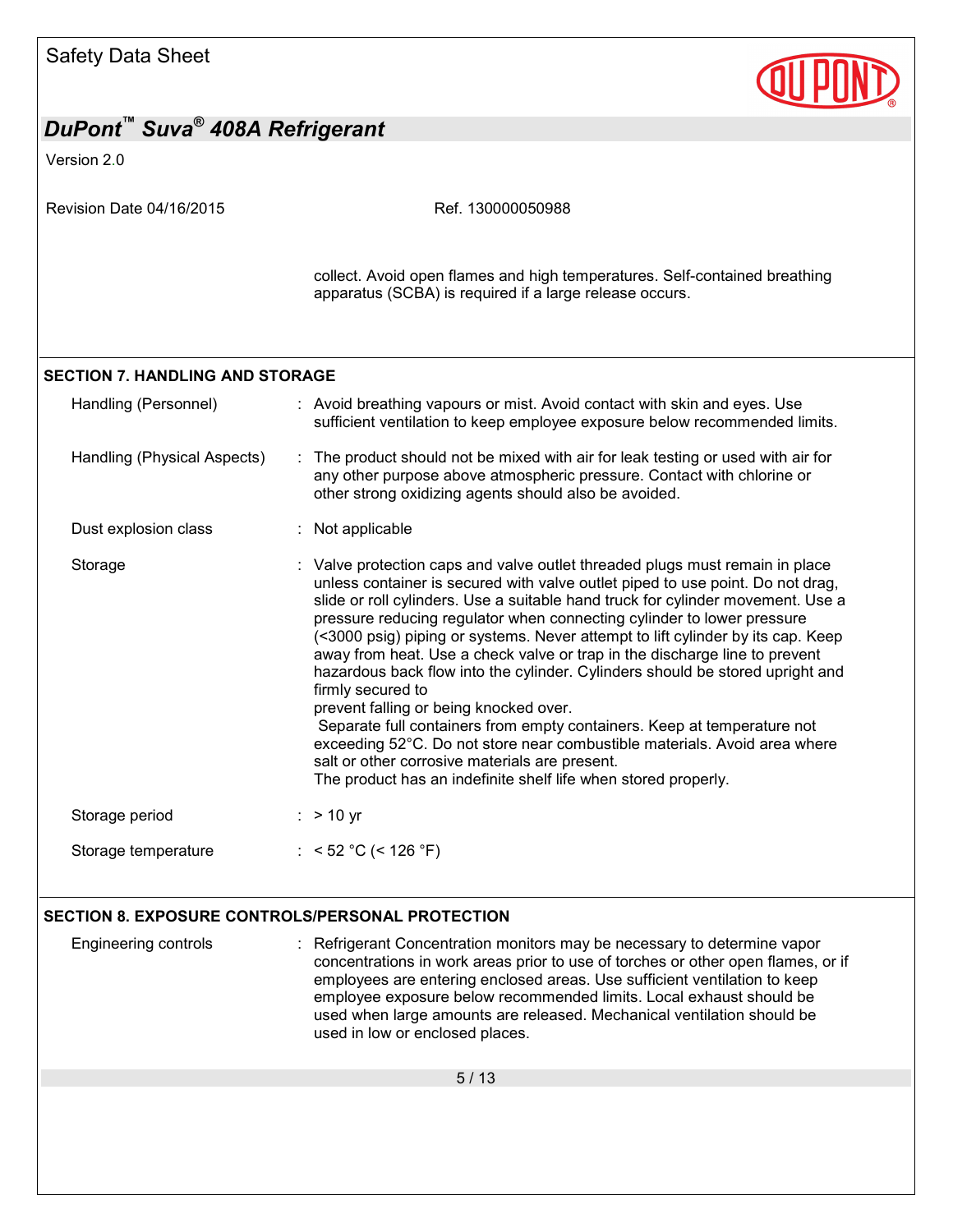collect. Avoid open flames and high temperatures. Self-contained breathing apparatus (SCBA) is required if a large release occurs.

## SECTION 7. HANDLING AND STORAGE

| | |
|---|---|
| Handling (Personnel) | : Avoid breathing vapours or mist. Avoid contact with skin and eyes. Use sufficient ventilation to keep employee exposure below recommended limits. |
| Handling (Physical Aspects) | : The product should not be mixed with air for leak testing or used with air for any other purpose above atmospheric pressure. Contact with chlorine or other strong oxidizing agents should also be avoided. |
| Dust explosion class | : Not applicable |
| Storage | : Valve protection caps and valve outlet threaded plugs must remain in place unless container is secured with valve outlet piped to use point. Do not drag, slide or roll cylinders. Use a suitable hand truck for cylinder movement. Use a pressure reducing regulator when connecting cylinder to lower pressure (<3000 psig) piping or systems. Never attempt to lift cylinder by its cap. Keep away from heat. Use a check valve or trap in the discharge line to prevent hazardous back flow into the cylinder. Cylinders should be stored upright and firmly secured to prevent falling or being knocked over. Separate full containers from empty containers. Keep at temperature not exceeding 52°C. Do not store near combustible materials. Avoid area where salt or other corrosive materials are present. The product has an indefinite shelf life when stored properly. |
| Storage period | : > 10 yr |
| Storage temperature | : < 52 °C (< 126 °F) |

## SECTION 8. EXPOSURE CONTROLS/PERSONAL PROTECTION

| | |
|---|---|
| Engineering controls | : Refrigerant Concentration monitors may be necessary to determine vapor concentrations in work areas prior to use of torches or other open flames, or if employees are entering enclosed areas. Use sufficient ventilation to keep employee exposure below recommended limits. Local exhaust should be used when large amounts are released. Mechanical ventilation should be used in low or enclosed places. |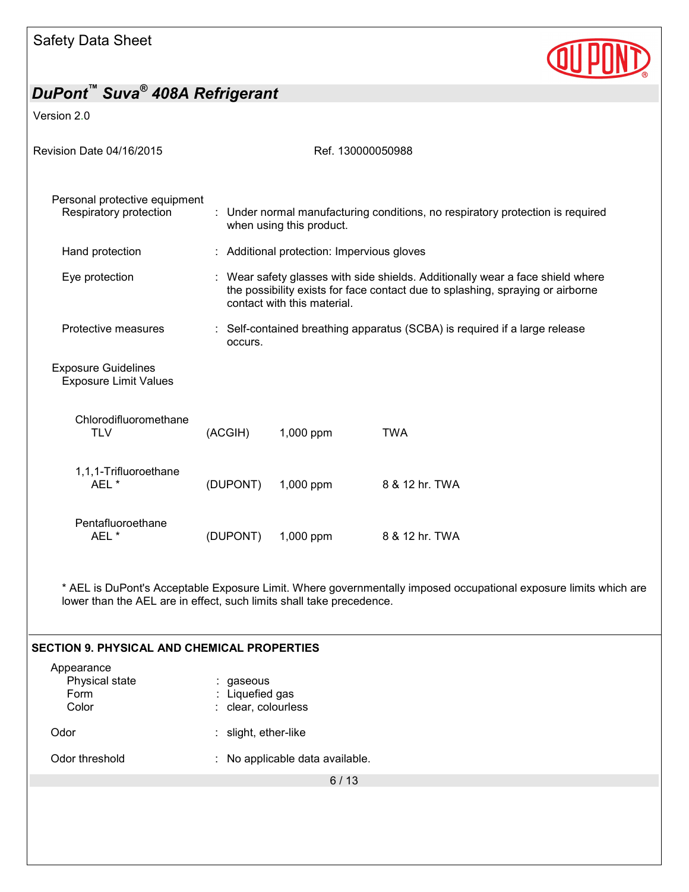Personal protective equipment

Respiratory protection : Under normal manufacturing conditions, no respiratory protection is required when using this product.

Hand protection : Additional protection: Impervious gloves

Eye protection : Wear safety glasses with side shields. Additionally wear a face shield where the possibility exists for face contact due to splashing, spraying or airborne contact with this material.

Protective measures : Self-contained breathing apparatus (SCBA) is required if a large release occurs.

Exposure Guidelines

Exposure Limit Values

| | | | |
|---|---|---|---|
| Chlorodifluoromethane | | | |
| TLV | (ACGIH) | 1,000 ppm | TWA |
| 1,1,1-Trifluoroethane | | | |
| AEL * | (DUPONT) | 1,000 ppm | 8 & 12 hr. TWA |
| Pentafluoroethane | | | |
| AEL * | (DUPONT) | 1,000 ppm | 8 & 12 hr. TWA |

* AEL is DuPont's Acceptable Exposure Limit. Where governmentally imposed occupational exposure limits which are lower than the AEL are in effect, such limits shall take precedence.

## SECTION 9. PHYSICAL AND CHEMICAL PROPERTIES

Appearance

Physical state : gaseous

Form : Liquefied gas

Color : clear, colourless

Odor : slight, ether-like

Odor threshold : No applicable data available.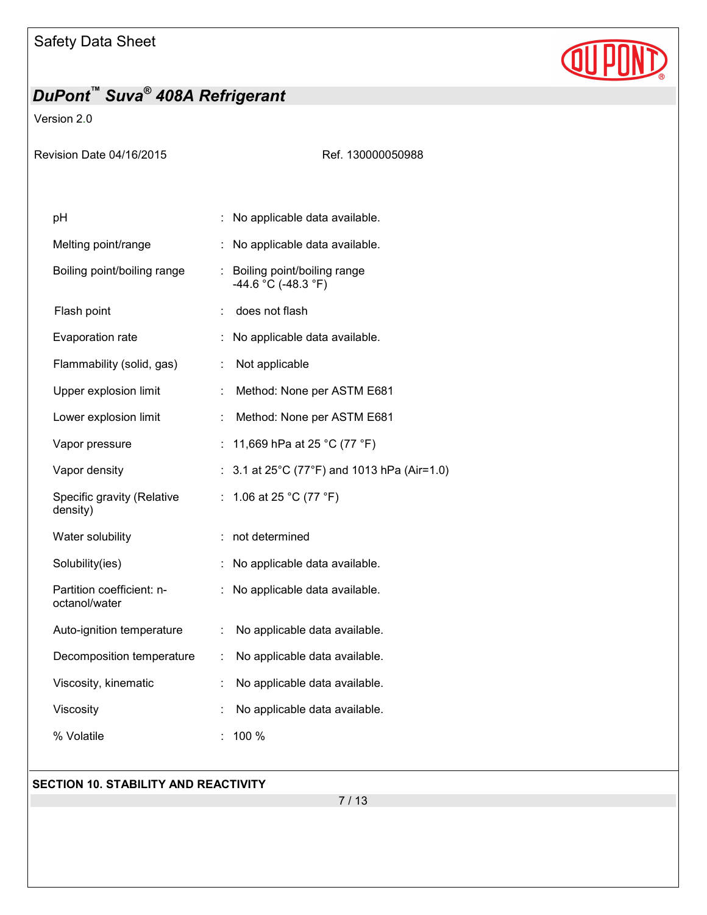| | |
|---|---|
| pH | : No applicable data available. |
| Melting point/range | : No applicable data available. |
| Boiling point/boiling range | : Boiling point/boiling range<br>-44.6 °C (-48.3 °F) |
| Flash point | : does not flash |
| Evaporation rate | : No applicable data available. |
| Flammability (solid, gas) | : Not applicable |
| Upper explosion limit | : Method: None per ASTM E681 |
| Lower explosion limit | : Method: None per ASTM E681 |
| Vapor pressure | : 11,669 hPa at 25 °C (77 °F) |
| Vapor density | : 3.1 at 25°C (77°F) and 1013 hPa (Air=1.0) |
| Specific gravity (Relative density) | : 1.06 at 25 °C (77 °F) |
| Water solubility | : not determined |
| Solubility(ies) | : No applicable data available. |
| Partition coefficient: n-octanol/water | : No applicable data available. |
| Auto-ignition temperature | : No applicable data available. |
| Decomposition temperature | : No applicable data available. |
| Viscosity, kinematic | : No applicable data available. |
| Viscosity | : No applicable data available. |
| % Volatile | : 100 % |

## SECTION 10. STABILITY AND REACTIVITY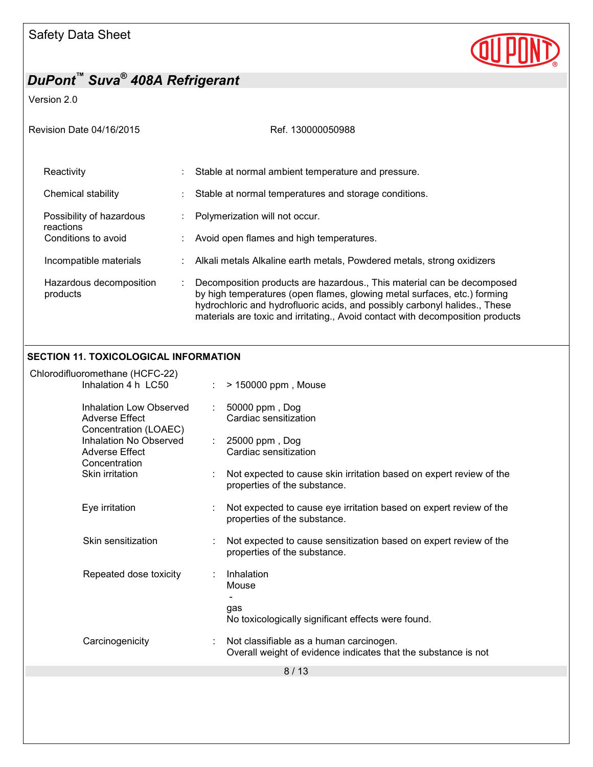| | | |
|---|---|---|
| Reactivity | : | Stable at normal ambient temperature and pressure. |
| Chemical stability | : | Stable at normal temperatures and storage conditions. |
| Possibility of hazardous reactions | : | Polymerization will not occur. |
| Conditions to avoid | : | Avoid open flames and high temperatures. |
| Incompatible materials | : | Alkali metals Alkaline earth metals, Powdered metals, strong oxidizers |
| Hazardous decomposition products | : | Decomposition products are hazardous., This material can be decomposed by high temperatures (open flames, glowing metal surfaces, etc.) forming hydrochloric and hydrofluoric acids, and possibly carbonyl halides., These materials are toxic and irritating., Avoid contact with decomposition products |

## SECTION 11. TOXICOLOGICAL INFORMATION

Chlorodifluoromethane (HCFC-22)

| | | |
|---|---|---|
| Inhalation 4 h LC50 | : | > 150000 ppm , Mouse |
| Inhalation Low Observed Adverse Effect Concentration (LOAEC) | : | 50000 ppm , Dog<br>Cardiac sensitization |
| Inhalation No Observed Adverse Effect Concentration | : | 25000 ppm , Dog<br>Cardiac sensitization |
| Skin irritation | : | Not expected to cause skin irritation based on expert review of the properties of the substance. |
| Eye irritation | : | Not expected to cause eye irritation based on expert review of the properties of the substance. |
| Skin sensitization | : | Not expected to cause sensitization based on expert review of the properties of the substance. |
| Repeated dose toxicity | : | Inhalation<br>Mouse<br>-<br>gas<br>No toxicologically significant effects were found. |
| Carcinogenicity | : | Not classifiable as a human carcinogen.<br>Overall weight of evidence indicates that the substance is not |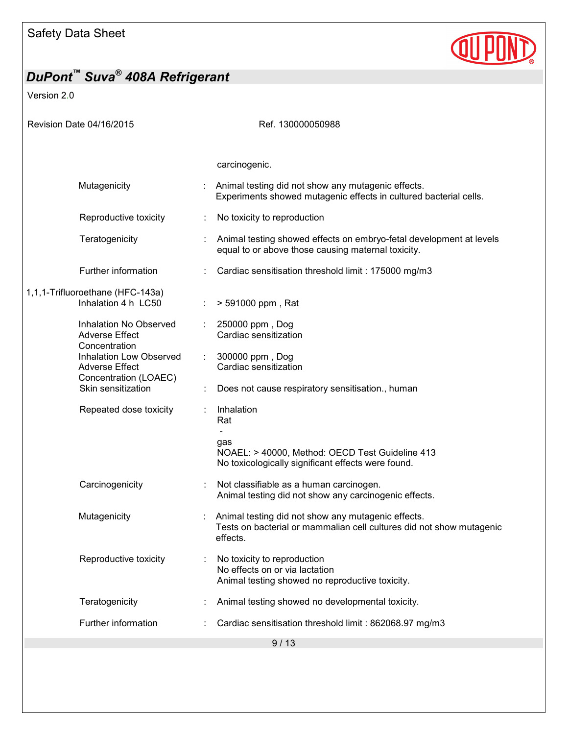carcinogenic.

| | | |
|---|---|---|
| Mutagenicity | : | Animal testing did not show any mutagenic effects. Experiments showed mutagenic effects in cultured bacterial cells. |
| Reproductive toxicity | : | No toxicity to reproduction |
| Teratogenicity | : | Animal testing showed effects on embryo-fetal development at levels equal to or above those causing maternal toxicity. |
| Further information | : | Cardiac sensitisation threshold limit : 175000 mg/m3 |

1,1,1-Trifluoroethane (HFC-143a)

| | | |
|---|---|---|
| Inhalation 4 h LC50 | : | > 591000 ppm , Rat |
| Inhalation No Observed Adverse Effect Concentration | : | 250000 ppm , Dog<br>Cardiac sensitization |
| Inhalation Low Observed Adverse Effect Concentration (LOAEC) | : | 300000 ppm , Dog<br>Cardiac sensitization |
| Skin sensitization | : | Does not cause respiratory sensitisation., human |
| Repeated dose toxicity | : | Inhalation<br>Rat<br>-<br>gas<br>NOAEL: > 40000, Method: OECD Test Guideline 413<br>No toxicologically significant effects were found. |
| Carcinogenicity | : | Not classifiable as a human carcinogen.<br>Animal testing did not show any carcinogenic effects. |
| Mutagenicity | : | Animal testing did not show any mutagenic effects.<br>Tests on bacterial or mammalian cell cultures did not show mutagenic effects. |
| Reproductive toxicity | : | No toxicity to reproduction<br>No effects on or via lactation<br>Animal testing showed no reproductive toxicity. |
| Teratogenicity | : | Animal testing showed no developmental toxicity. |
| Further information | : | Cardiac sensitisation threshold limit : 862068.97 mg/m3 |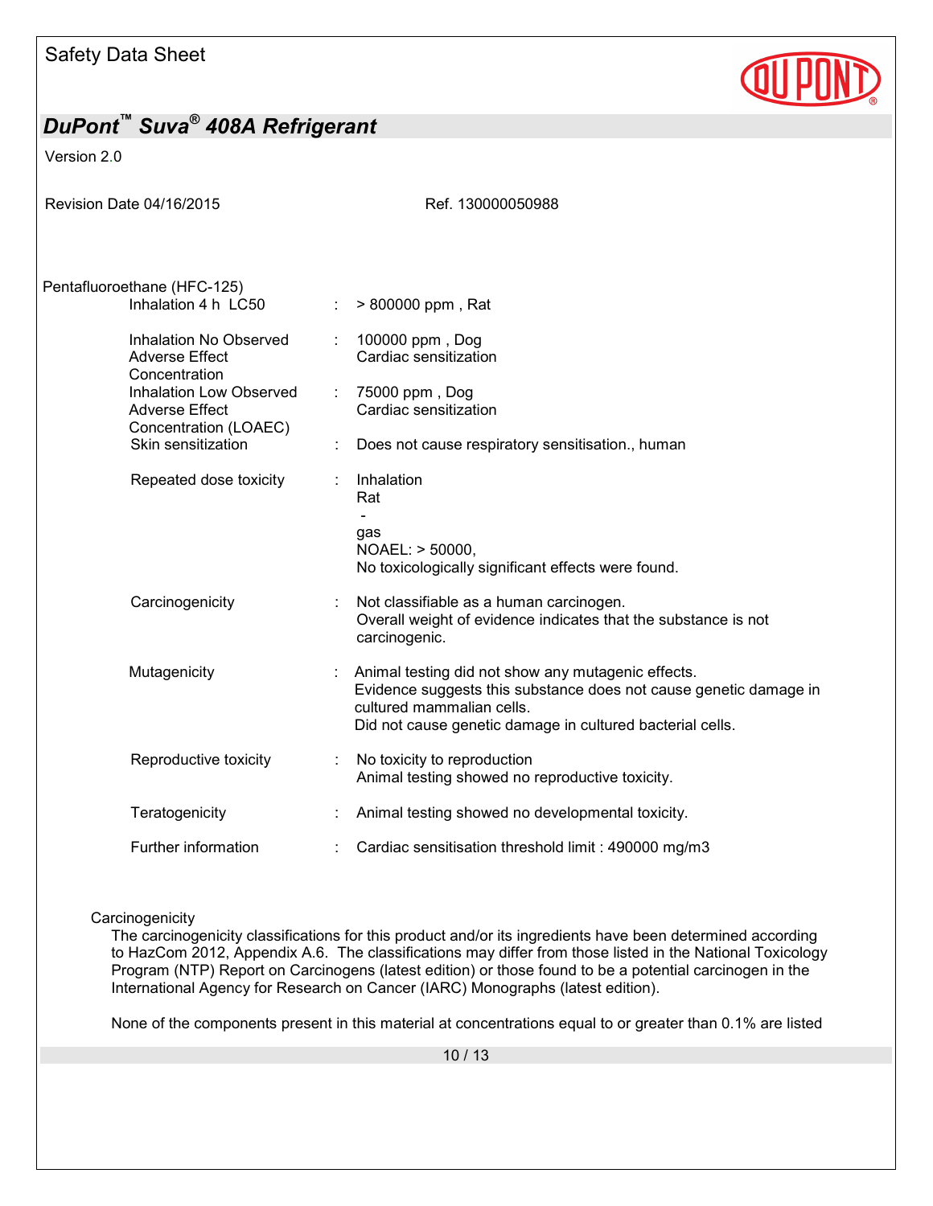Pentafluoroethane (HFC-125)

| | | |
|---|---|---|
| Inhalation 4 h LC50 | : | > 800000 ppm , Rat |
| Inhalation No Observed Adverse Effect Concentration | : | 100000 ppm , Dog<br>Cardiac sensitization |
| Inhalation Low Observed Adverse Effect Concentration (LOAEC) | : | 75000 ppm , Dog<br>Cardiac sensitization |
| Skin sensitization | : | Does not cause respiratory sensitisation., human |
| Repeated dose toxicity | : | Inhalation<br>Rat<br>-<br>gas<br>NOAEL: > 50000,<br>No toxicologically significant effects were found. |
| Carcinogenicity | : | Not classifiable as a human carcinogen.<br>Overall weight of evidence indicates that the substance is not carcinogenic. |
| Mutagenicity | : | Animal testing did not show any mutagenic effects.<br>Evidence suggests this substance does not cause genetic damage in cultured mammalian cells.<br>Did not cause genetic damage in cultured bacterial cells. |
| Reproductive toxicity | : | No toxicity to reproduction<br>Animal testing showed no reproductive toxicity. |
| Teratogenicity | : | Animal testing showed no developmental toxicity. |
| Further information | : | Cardiac sensitisation threshold limit : 490000 mg/m3 |

Carcinogenicity

The carcinogenicity classifications for this product and/or its ingredients have been determined according to HazCom 2012, Appendix A.6. The classifications may differ from those listed in the National Toxicology Program (NTP) Report on Carcinogens (latest edition) or those found to be a potential carcinogen in the International Agency for Research on Cancer (IARC) Monographs (latest edition).

None of the components present in this material at concentrations equal to or greater than 0.1% are listed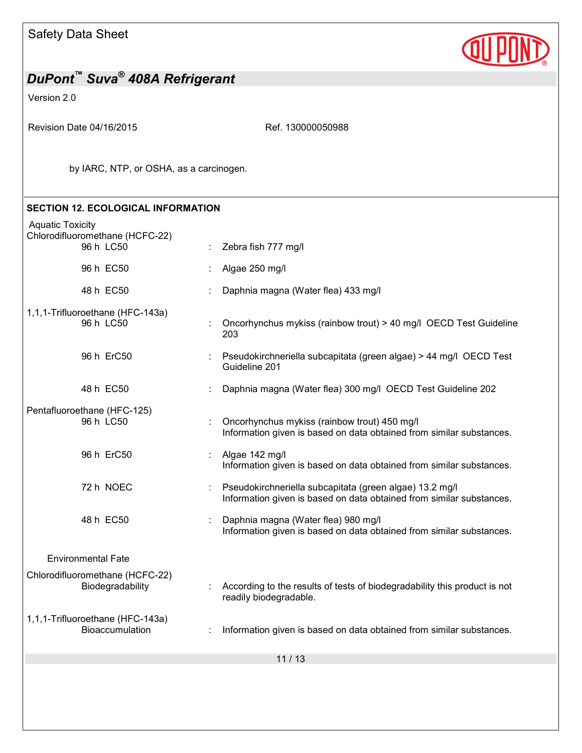by IARC, NTP, or OSHA, as a carcinogen.

## SECTION 12. ECOLOGICAL INFORMATION

Aquatic Toxicity

Chlorodifluoromethane (HCFC-22)

| | | |
|---|---|---|
| 96 h LC50 | : | Zebra fish 777 mg/l |
| 96 h EC50 | : | Algae 250 mg/l |
| 48 h EC50 | : | Daphnia magna (Water flea) 433 mg/l |

1,1,1-Trifluoroethane (HFC-143a)

| | | |
|---|---|---|
| 96 h LC50 | : | Oncorhynchus mykiss (rainbow trout) > 40 mg/l OECD Test Guideline 203 |
| 96 h ErC50 | : | Pseudokirchneriella subcapitata (green algae) > 44 mg/l OECD Test Guideline 201 |
| 48 h EC50 | : | Daphnia magna (Water flea) 300 mg/l OECD Test Guideline 202 |

Pentafluoroethane (HFC-125)

| | | |
|---|---|---|
| 96 h LC50 | : | Oncorhynchus mykiss (rainbow trout) 450 mg/l<br>Information given is based on data obtained from similar substances. |
| 96 h ErC50 | : | Algae 142 mg/l<br>Information given is based on data obtained from similar substances. |
| 72 h NOEC | : | Pseudokirchneriella subcapitata (green algae) 13.2 mg/l<br>Information given is based on data obtained from similar substances. |
| 48 h EC50 | : | Daphnia magna (Water flea) 980 mg/l<br>Information given is based on data obtained from similar substances. |

Environmental Fate

Chlorodifluoromethane (HCFC-22)

| | | |
|---|---|---|
| Biodegradability | : | According to the results of tests of biodegradability this product is not readily biodegradable. |

1,1,1-Trifluoroethane (HFC-143a)

| | | |
|---|---|---|
| Bioaccumulation | : | Information given is based on data obtained from similar substances. |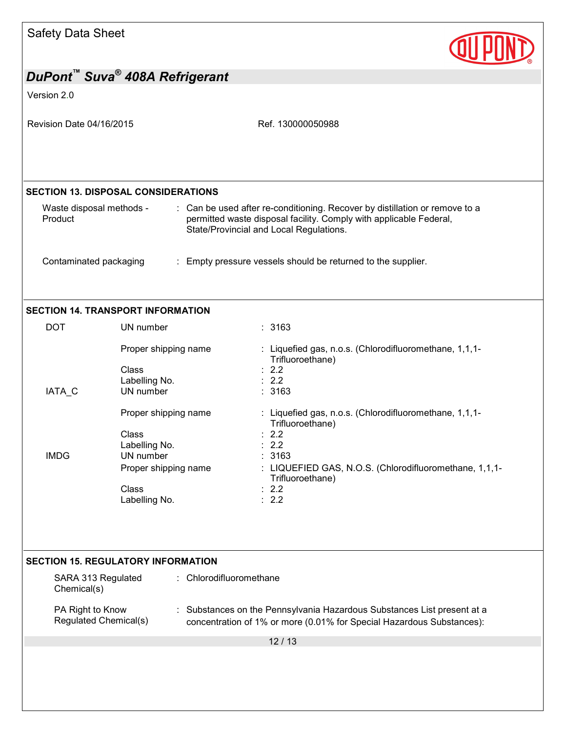## SECTION 13. DISPOSAL CONSIDERATIONS

| | |
|---|---|
| Waste disposal methods - Product | : Can be used after re-conditioning. Recover by distillation or remove to a permitted waste disposal facility. Comply with applicable Federal, State/Provincial and Local Regulations. |
| Contaminated packaging | : Empty pressure vessels should be returned to the supplier. |

## SECTION 14. TRANSPORT INFORMATION

| | | |
|---|---|---|
| DOT | UN number | : 3163 |
| | Proper shipping name | : Liquefied gas, n.o.s. (Chlorodifluoromethane, 1,1,1-Trifluoroethane) |
| | Class | : 2.2 |
| | Labelling No. | : 2.2 |
| IATA_C | UN number | : 3163 |
| | Proper shipping name | : Liquefied gas, n.o.s. (Chlorodifluoromethane, 1,1,1-Trifluoroethane) |
| | Class | : 2.2 |
| | Labelling No. | : 2.2 |
| IMDG | UN number | : 3163 |
| | Proper shipping name | : LIQUEFIED GAS, N.O.S. (Chlorodifluoromethane, 1,1,1-Trifluoroethane) |
| | Class | : 2.2 |
| | Labelling No. | : 2.2 |

## SECTION 15. REGULATORY INFORMATION

| | |
|---|---|
| SARA 313 Regulated Chemical(s) | : Chlorodifluoromethane |
| PA Right to Know Regulated Chemical(s) | : Substances on the Pennsylvania Hazardous Substances List present at a concentration of 1% or more (0.01% for Special Hazardous Substances): |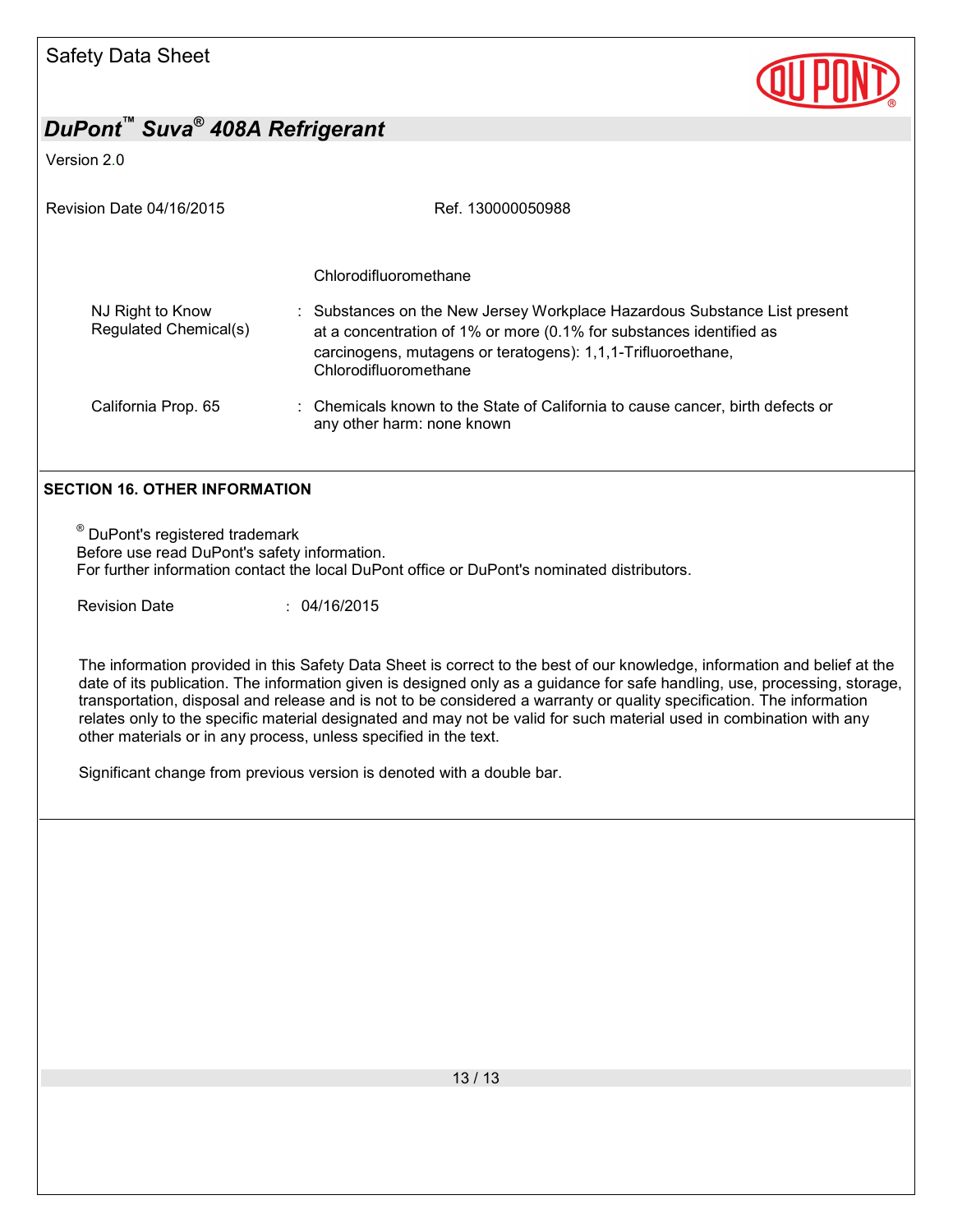Chlorodifluoromethane

| | | |
|---|---|---|
| NJ Right to Know Regulated Chemical(s) | : | Substances on the New Jersey Workplace Hazardous Substance List present at a concentration of 1% or more (0.1% for substances identified as carcinogens, mutagens or teratogens): 1,1,1-Trifluoroethane, Chlorodifluoromethane |
| California Prop. 65 | : | Chemicals known to the State of California to cause cancer, birth defects or any other harm: none known |

## SECTION 16. OTHER INFORMATION

® DuPont's registered trademark
Before use read DuPont's safety information.
For further information contact the local DuPont office or DuPont's nominated distributors.

Revision Date : 04/16/2015

The information provided in this Safety Data Sheet is correct to the best of our knowledge, information and belief at the date of its publication. The information given is designed only as a guidance for safe handling, use, processing, storage, transportation, disposal and release and is not to be considered a warranty or quality specification. The information relates only to the specific material designated and may not be valid for such material used in combination with any other materials or in any process, unless specified in the text.

Significant change from previous version is denoted with a double bar.